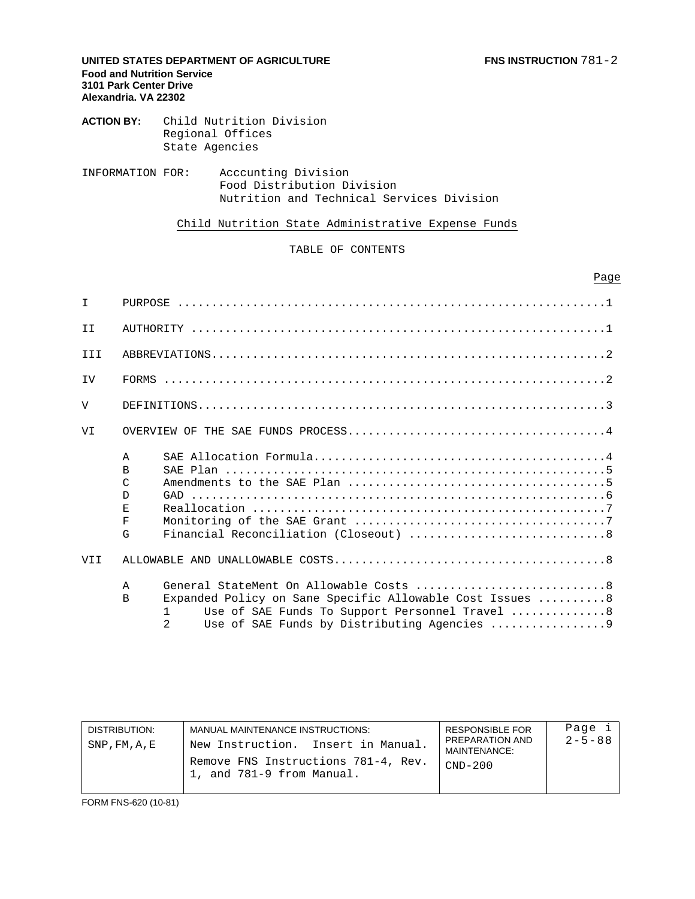**UNITED STATES DEPARTMENT OF AGRICULTURE** **FNS INSTRUCTION** 781-2

**Food and Nutrition Service**
**3101 Park Center Drive**
**Alexandria. VA 22302**

**ACTION BY:** Child Nutrition Division
Regional Offices
State Agencies

INFORMATION FOR: Acccunting Division
Food Distribution Division
Nutrition and Technical Services Division

## Child Nutrition State Administrative Expense Funds

TABLE OF CONTENTS

| | | Page |
|---|---|---|
| I | PURPOSE | 1 |
| II | AUTHORITY | 1 |
| III | ABBREVIATIONS | 2 |
| IV | FORMS | 2 |
| V | DEFINITIONS | 3 |
| VI | OVERVIEW OF THE SAE FUNDS PROCESS | 4 |
| | A SAE Allocation Formula | 4 |
| | B SAE Plan | 5 |
| | C Amendments to the SAE Plan | 5 |
| | D GAD | 6 |
| | E Reallocation | 7 |
| | F Monitoring of the SAE Grant | 7 |
| | G Financial Reconciliation (Closeout) | 8 |
| VII | ALLOWABLE AND UNALLOWABLE COSTS | 8 |
| | A General StateMent On Allowable Costs | 8 |
| | B Expanded Policy on Sane Specific Allowable Cost Issues | 8 |
| | 1 Use of SAE Funds To Support Personnel Travel | 8 |
| | 2 Use of SAE Funds by Distributing Agencies | 9 |

| DISTRIBUTION: | MANUAL MAINTENANCE INSTRUCTIONS: | RESPONSIBLE FOR PREPARATION AND MAINTENANCE: | Page i |
|---|---|---|---|
| SNP,FM,A,E | New Instruction. Insert in Manual. Remove FNS Instructions 781-4, Rev. 1, and 781-9 from Manual. | CND-200 | 2-5-88 |

FORM FNS-620 (10-81)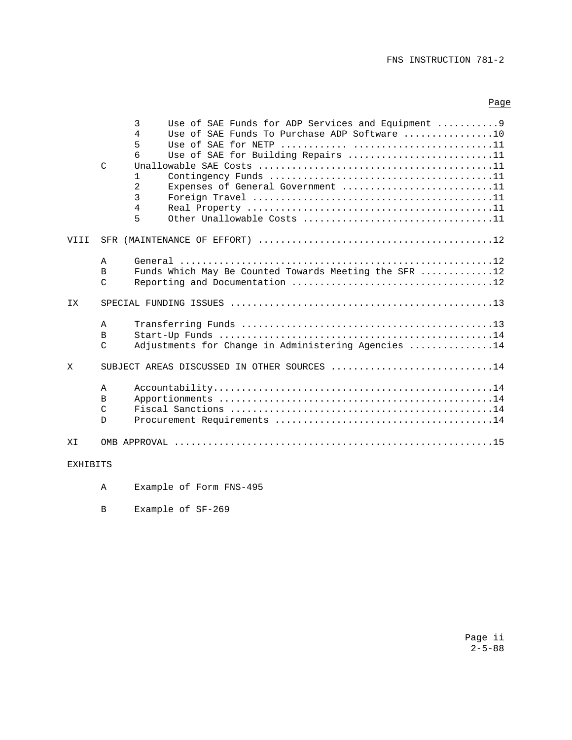Page

| | | | | |
|---|---|---|---|---|
| | | 3 | Use of SAE Funds for ADP Services and Equipment | 9 |
| | | 4 | Use of SAE Funds To Purchase ADP Software | 10 |
| | | 5 | Use of SAE for NETP | 11 |
| | | 6 | Use of SAE for Building Repairs | 11 |
| | C | Unallowable SAE Costs | | 11 |
| | | 1 | Contingency Funds | 11 |
| | | 2 | Expenses of General Government | 11 |
| | | 3 | Foreign Travel | 11 |
| | | 4 | Real Property | 11 |
| | | 5 | Other Unallowable Costs | 11 |
| VIII | SFR (MAINTENANCE OF EFFORT) | | | 12 |
| | A | General | | 12 |
| | B | Funds Which May Be Counted Towards Meeting the SFR | | 12 |
| | C | Reporting and Documentation | | 12 |
| IX | SPECIAL FUNDING ISSUES | | | 13 |
| | A | Transferring Funds | | 13 |
| | B | Start-Up Funds | | 14 |
| | C | Adjustments for Change in Administering Agencies | | 14 |
| X | SUBJECT AREAS DISCUSSED IN OTHER SOURCES | | | 14 |
| | A | Accountability | | 14 |
| | B | Apportionments | | 14 |
| | C | Fiscal Sanctions | | 14 |
| | D | Procurement Requirements | | 14 |
| XI | OMB APPROVAL | | | 15 |

EXHIBITS

A Example of Form FNS-495

B Example of SF-269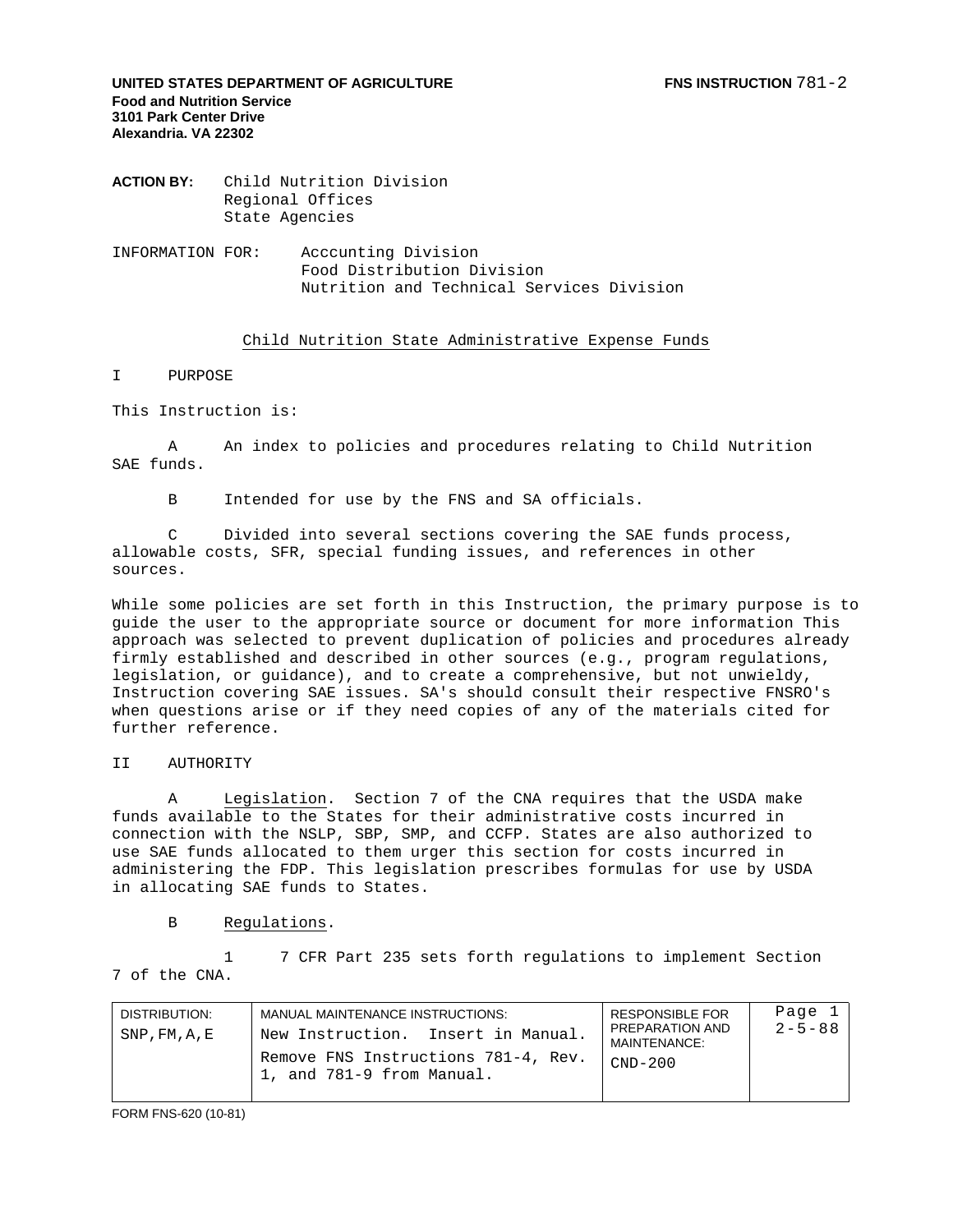**UNITED STATES DEPARTMENT OF AGRICULTURE** **FNS INSTRUCTION** 781-2
**Food and Nutrition Service**
**3101 Park Center Drive**
**Alexandria. VA 22302**

**ACTION BY:** Child Nutrition Division
Regional Offices
State Agencies

INFORMATION FOR: Acccunting Division
Food Distribution Division
Nutrition and Technical Services Division

Child Nutrition State Administrative Expense Funds

I PURPOSE

This Instruction is:

A An index to policies and procedures relating to Child Nutrition SAE funds.

B Intended for use by the FNS and SA officials.

C Divided into several sections covering the SAE funds process, allowable costs, SFR, special funding issues, and references in other sources.

While some policies are set forth in this Instruction, the primary purpose is to guide the user to the appropriate source or document for more information This approach was selected to prevent duplication of policies and procedures already firmly established and described in other sources (e.g., program regulations, legislation, or guidance), and to create a comprehensive, but not unwieldy, Instruction covering SAE issues. SA's should consult their respective FNSRO's when questions arise or if they need copies of any of the materials cited for further reference.

II AUTHORITY

A Legislation. Section 7 of the CNA requires that the USDA make funds available to the States for their administrative costs incurred in connection with the NSLP, SBP, SMP, and CCFP. States are also authorized to use SAE funds allocated to them urger this section for costs incurred in administering the FDP. This legislation prescribes formulas for use by USDA in allocating SAE funds to States.

B Regulations.

1 7 CFR Part 235 sets forth regulations to implement Section 7 of the CNA.

| DISTRIBUTION: | MANUAL MAINTENANCE INSTRUCTIONS: | RESPONSIBLE FOR PREPARATION AND MAINTENANCE: | Page 1 |
|---|---|---|---|
| SNP,FM,A,E | New Instruction. Insert in Manual. Remove FNS Instructions 781-4, Rev. 1, and 781-9 from Manual. | CND-200 | 2-5-88 |

FORM FNS-620 (10-81)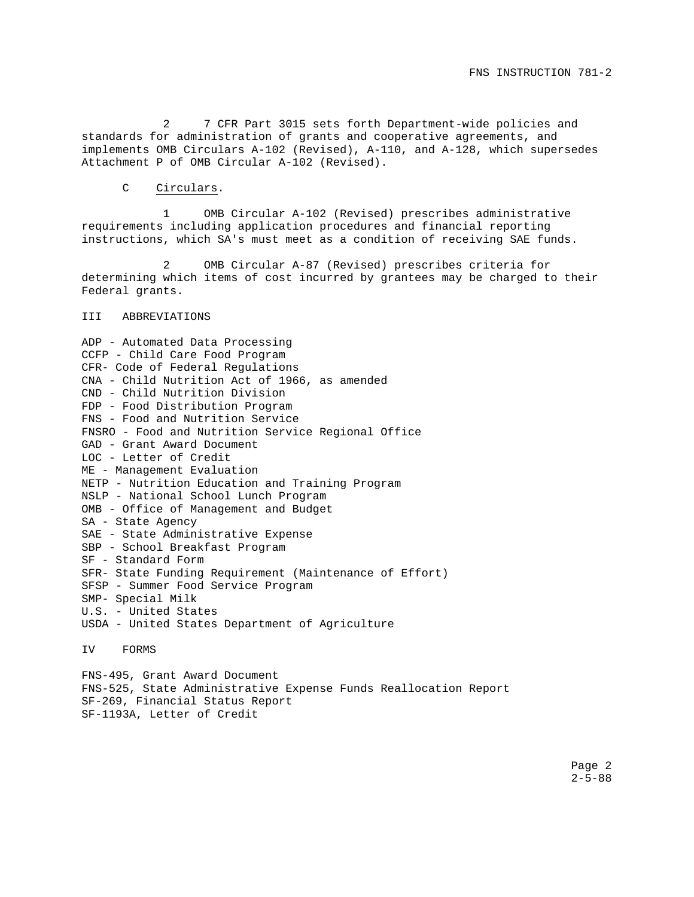2 7 CFR Part 3015 sets forth Department-wide policies and standards for administration of grants and cooperative agreements, and implements OMB Circulars A-102 (Revised), A-110, and A-128, which supersedes Attachment P of OMB Circular A-102 (Revised).

C <u>Circulars</u>.

1 OMB Circular A-102 (Revised) prescribes administrative requirements including application procedures and financial reporting instructions, which SA's must meet as a condition of receiving SAE funds.

2 OMB Circular A-87 (Revised) prescribes criteria for determining which items of cost incurred by grantees may be charged to their Federal grants.

## III ABBREVIATIONS

ADP - Automated Data Processing
CCFP - Child Care Food Program
CFR- Code of Federal Regulations
CNA - Child Nutrition Act of 1966, as amended
CND - Child Nutrition Division
FDP - Food Distribution Program
FNS - Food and Nutrition Service
FNSRO - Food and Nutrition Service Regional Office
GAD - Grant Award Document
LOC - Letter of Credit
ME - Management Evaluation
NETP - Nutrition Education and Training Program
NSLP - National School Lunch Program
OMB - Office of Management and Budget
SA - State Agency
SAE - State Administrative Expense
SBP - School Breakfast Program
SF - Standard Form
SFR- State Funding Requirement (Maintenance of Effort)
SFSP - Summer Food Service Program
SMP- Special Milk
U.S. - United States
USDA - United States Department of Agriculture

## IV FORMS

FNS-495, Grant Award Document
FNS-525, State Administrative Expense Funds Reallocation Report
SF-269, Financial Status Report
SF-1193A, Letter of Credit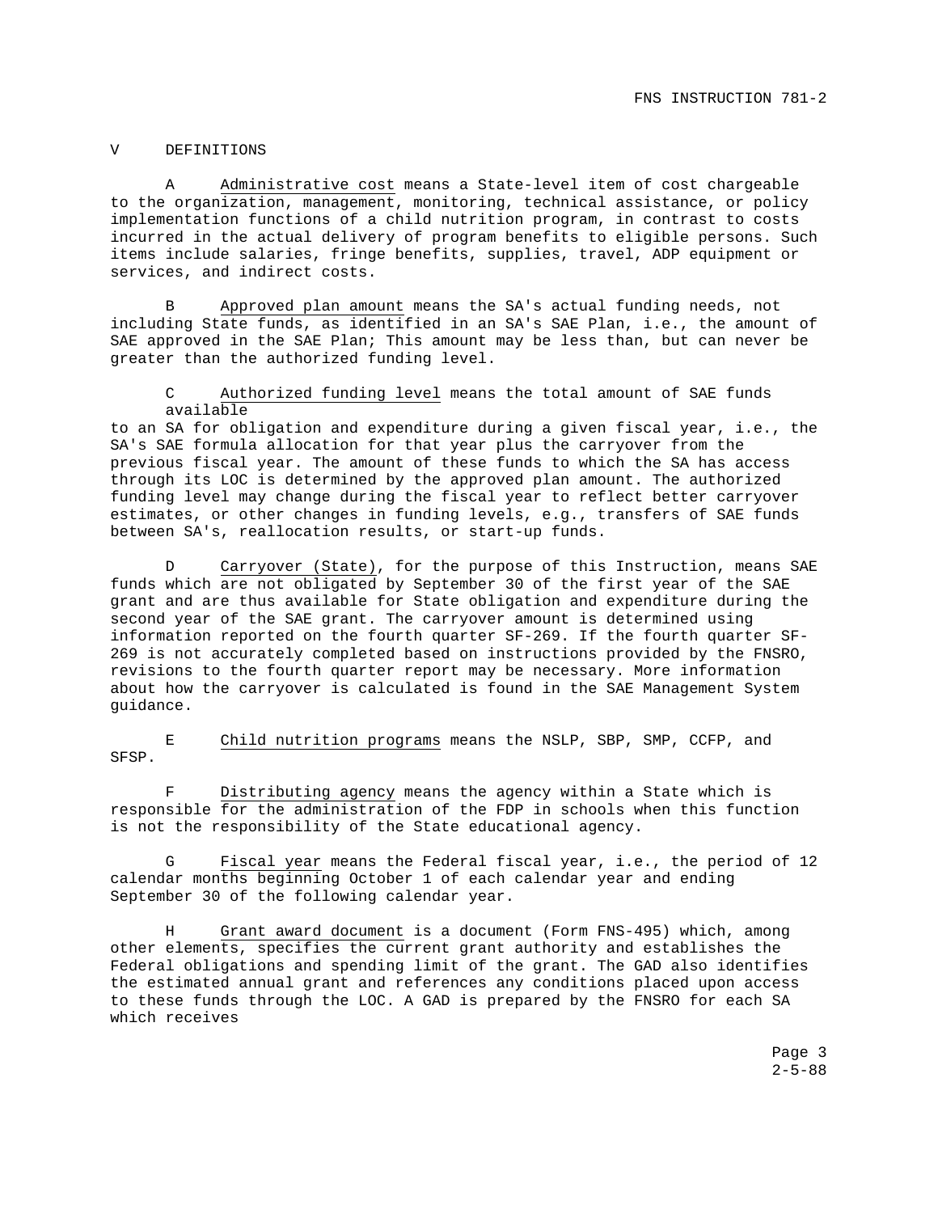## V DEFINITIONS

A <u>Administrative cost</u> means a State-level item of cost chargeable to the organization, management, monitoring, technical assistance, or policy implementation functions of a child nutrition program, in contrast to costs incurred in the actual delivery of program benefits to eligible persons. Such items include salaries, fringe benefits, supplies, travel, ADP equipment or services, and indirect costs.

B <u>Approved plan amount</u> means the SA's actual funding needs, not including State funds, as identified in an SA's SAE Plan, i.e., the amount of SAE approved in the SAE Plan; This amount may be less than, but can never be greater than the authorized funding level.

C <u>Authorized funding level</u> means the total amount of SAE funds available to an SA for obligation and expenditure during a given fiscal year, i.e., the SA's SAE formula allocation for that year plus the carryover from the previous fiscal year. The amount of these funds to which the SA has access through its LOC is determined by the approved plan amount. The authorized funding level may change during the fiscal year to reflect better carryover estimates, or other changes in funding levels, e.g., transfers of SAE funds between SA's, reallocation results, or start-up funds.

D <u>Carryover (State)</u>, for the purpose of this Instruction, means SAE funds which are not obligated by September 30 of the first year of the SAE grant and are thus available for State obligation and expenditure during the second year of the SAE grant. The carryover amount is determined using information reported on the fourth quarter SF-269. If the fourth quarter SF-269 is not accurately completed based on instructions provided by the FNSRO, revisions to the fourth quarter report may be necessary. More information about how the carryover is calculated is found in the SAE Management System guidance.

E <u>Child nutrition programs</u> means the NSLP, SBP, SMP, CCFP, and SFSP.

F <u>Distributing agency</u> means the agency within a State which is responsible for the administration of the FDP in schools when this function is not the responsibility of the State educational agency.

G <u>Fiscal year</u> means the Federal fiscal year, i.e., the period of 12 calendar months beginning October 1 of each calendar year and ending September 30 of the following calendar year.

H <u>Grant award document</u> is a document (Form FNS-495) which, among other elements, specifies the current grant authority and establishes the Federal obligations and spending limit of the grant. The GAD also identifies the estimated annual grant and references any conditions placed upon access to these funds through the LOC. A GAD is prepared by the FNSRO for each SA which receives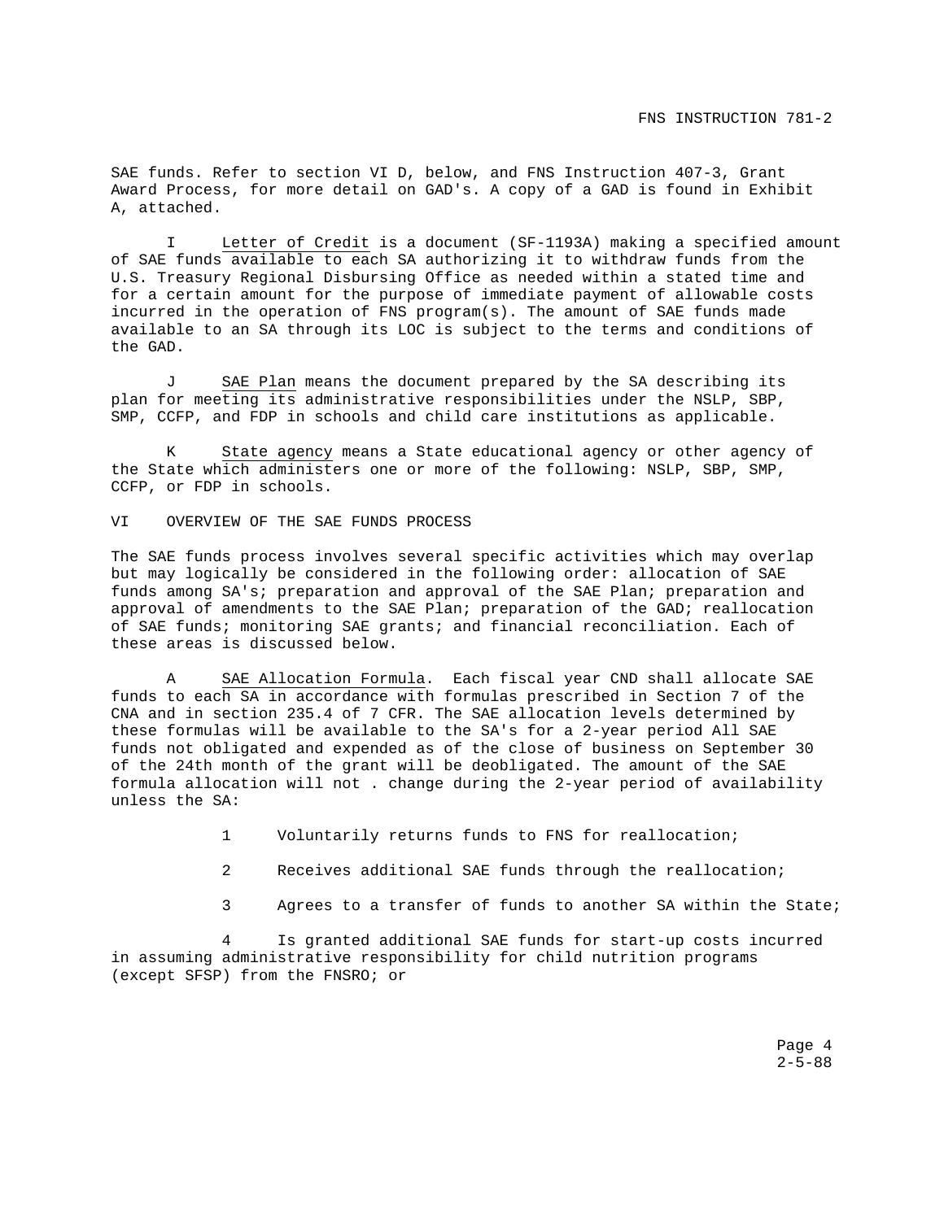SAE funds. Refer to section VI D, below, and FNS Instruction 407-3, Grant Award Process, for more detail on GAD's. A copy of a GAD is found in Exhibit A, attached.

I Letter of Credit is a document (SF-1193A) making a specified amount of SAE funds available to each SA authorizing it to withdraw funds from the U.S. Treasury Regional Disbursing Office as needed within a stated time and for a certain amount for the purpose of immediate payment of allowable costs incurred in the operation of FNS program(s). The amount of SAE funds made available to an SA through its LOC is subject to the terms and conditions of the GAD.

J SAE Plan means the document prepared by the SA describing its plan for meeting its administrative responsibilities under the NSLP, SBP, SMP, CCFP, and FDP in schools and child care institutions as applicable.

K State agency means a State educational agency or other agency of the State which administers one or more of the following: NSLP, SBP, SMP, CCFP, or FDP in schools.

## VI OVERVIEW OF THE SAE FUNDS PROCESS

The SAE funds process involves several specific activities which may overlap but may logically be considered in the following order: allocation of SAE funds among SA's; preparation and approval of the SAE Plan; preparation and approval of amendments to the SAE Plan; preparation of the GAD; reallocation of SAE funds; monitoring SAE grants; and financial reconciliation. Each of these areas is discussed below.

A SAE Allocation Formula. Each fiscal year CND shall allocate SAE funds to each SA in accordance with formulas prescribed in Section 7 of the CNA and in section 235.4 of 7 CFR. The SAE allocation levels determined by these formulas will be available to the SA's for a 2-year period All SAE funds not obligated and expended as of the close of business on September 30 of the 24th month of the grant will be deobligated. The amount of the SAE formula allocation will not . change during the 2-year period of availability unless the SA:

1 Voluntarily returns funds to FNS for reallocation;

2 Receives additional SAE funds through the reallocation;

3 Agrees to a transfer of funds to another SA within the State;

4 Is granted additional SAE funds for start-up costs incurred in assuming administrative responsibility for child nutrition programs (except SFSP) from the FNSRO; or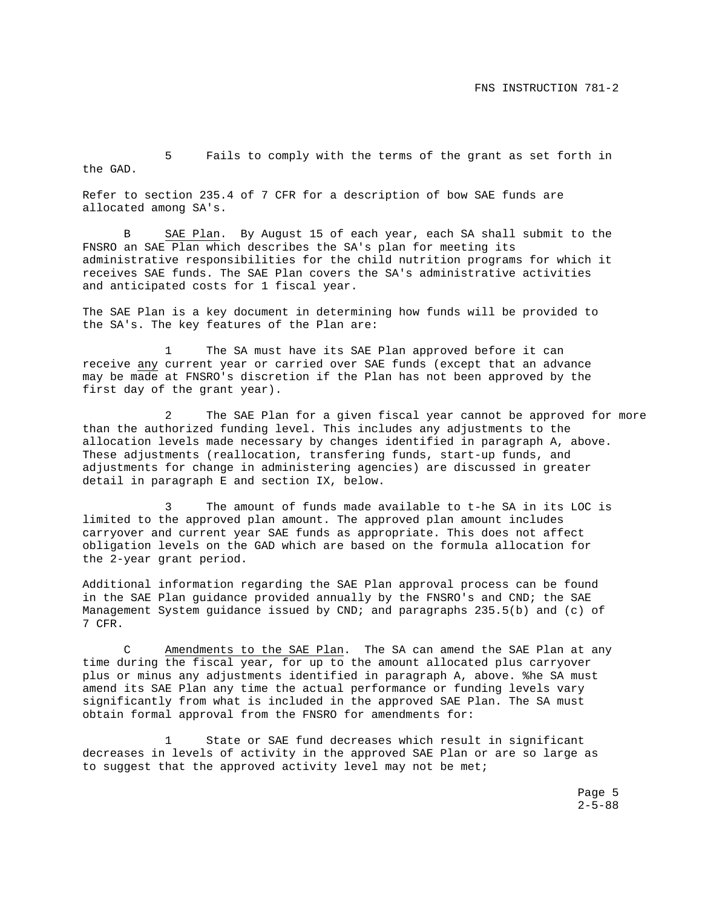5 Fails to comply with the terms of the grant as set forth in the GAD.

Refer to section 235.4 of 7 CFR for a description of bow SAE funds are allocated among SA's.

B <u>SAE Plan</u>. By August 15 of each year, each SA shall submit to the FNSRO an SAE Plan which describes the SA's plan for meeting its administrative responsibilities for the child nutrition programs for which it receives SAE funds. The SAE Plan covers the SA's administrative activities and anticipated costs for 1 fiscal year.

The SAE Plan is a key document in determining how funds will be provided to the SA's. The key features of the Plan are:

1 The SA must have its SAE Plan approved before it can receive <u>any</u> current year or carried over SAE funds (except that an advance may be made at FNSRO's discretion if the Plan has not been approved by the first day of the grant year).

2 The SAE Plan for a given fiscal year cannot be approved for more than the authorized funding level. This includes any adjustments to the allocation levels made necessary by changes identified in paragraph A, above. These adjustments (reallocation, transfering funds, start-up funds, and adjustments for change in administering agencies) are discussed in greater detail in paragraph E and section IX, below.

3 The amount of funds made available to t-he SA in its LOC is limited to the approved plan amount. The approved plan amount includes carryover and current year SAE funds as appropriate. This does not affect obligation levels on the GAD which are based on the formula allocation for the 2-year grant period.

Additional information regarding the SAE Plan approval process can be found in the SAE Plan guidance provided annually by the FNSRO's and CND; the SAE Management System guidance issued by CND; and paragraphs 235.5(b) and (c) of 7 CFR.

C <u>Amendments to the SAE Plan</u>. The SA can amend the SAE Plan at any time during the fiscal year, for up to the amount allocated plus carryover plus or minus any adjustments identified in paragraph A, above. %he SA must amend its SAE Plan any time the actual performance or funding levels vary significantly from what is included in the approved SAE Plan. The SA must obtain formal approval from the FNSRO for amendments for:

1 State or SAE fund decreases which result in significant decreases in levels of activity in the approved SAE Plan or are so large as to suggest that the approved activity level may not be met;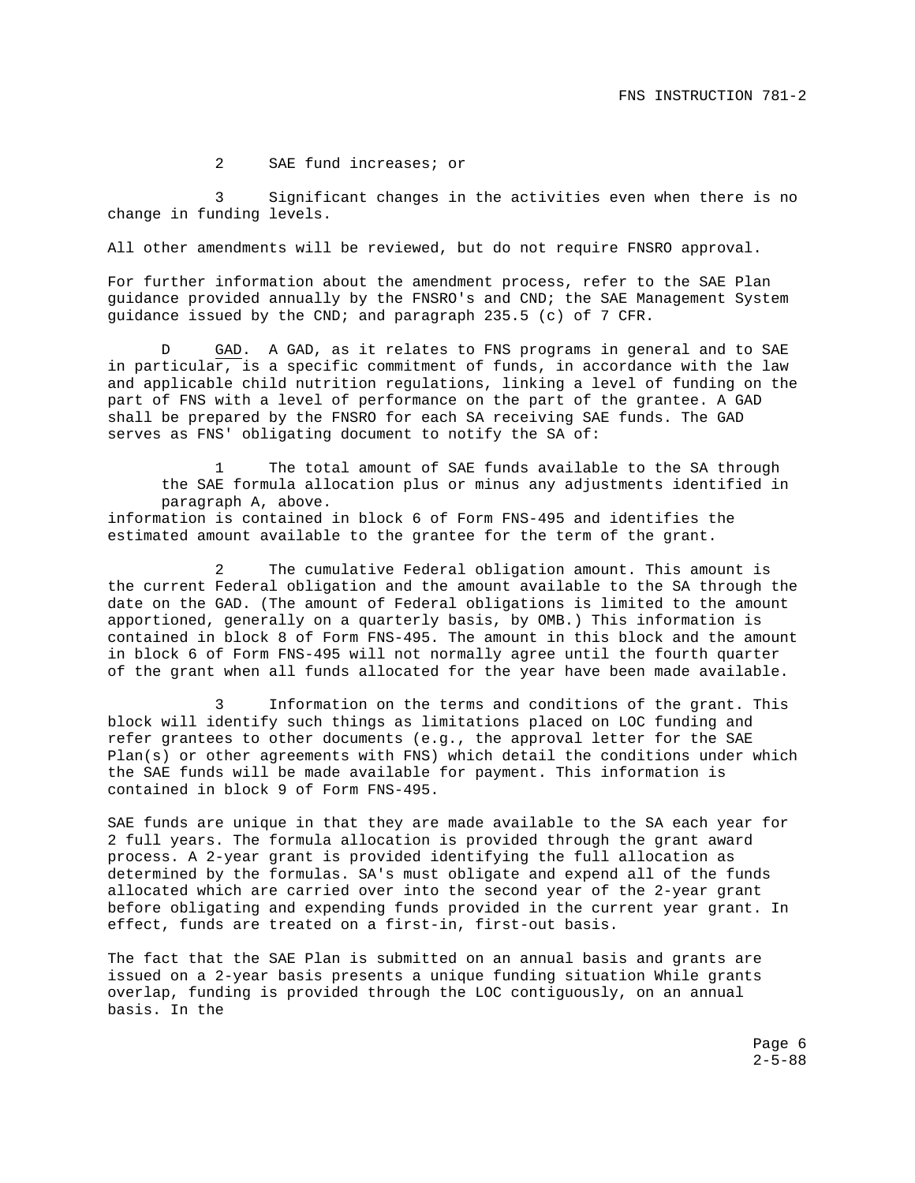2 SAE fund increases; or

3 Significant changes in the activities even when there is no change in funding levels.

All other amendments will be reviewed, but do not require FNSRO approval.

For further information about the amendment process, refer to the SAE Plan guidance provided annually by the FNSRO's and CND; the SAE Management System guidance issued by the CND; and paragraph 235.5 (c) of 7 CFR.

D GAD. A GAD, as it relates to FNS programs in general and to SAE in particular, is a specific commitment of funds, in accordance with the law and applicable child nutrition regulations, linking a level of funding on the part of FNS with a level of performance on the part of the grantee. A GAD shall be prepared by the FNSRO for each SA receiving SAE funds. The GAD serves as FNS' obligating document to notify the SA of:

1 The total amount of SAE funds available to the SA through the SAE formula allocation plus or minus any adjustments identified in paragraph A, above.
information is contained in block 6 of Form FNS-495 and identifies the estimated amount available to the grantee for the term of the grant.

2 The cumulative Federal obligation amount. This amount is the current Federal obligation and the amount available to the SA through the date on the GAD. (The amount of Federal obligations is limited to the amount apportioned, generally on a quarterly basis, by OMB.) This information is contained in block 8 of Form FNS-495. The amount in this block and the amount in block 6 of Form FNS-495 will not normally agree until the fourth quarter of the grant when all funds allocated for the year have been made available.

3 Information on the terms and conditions of the grant. This block will identify such things as limitations placed on LOC funding and refer grantees to other documents (e.g., the approval letter for the SAE Plan(s) or other agreements with FNS) which detail the conditions under which the SAE funds will be made available for payment. This information is contained in block 9 of Form FNS-495.

SAE funds are unique in that they are made available to the SA each year for 2 full years. The formula allocation is provided through the grant award process. A 2-year grant is provided identifying the full allocation as determined by the formulas. SA's must obligate and expend all of the funds allocated which are carried over into the second year of the 2-year grant before obligating and expending funds provided in the current year grant. In effect, funds are treated on a first-in, first-out basis.

The fact that the SAE Plan is submitted on an annual basis and grants are issued on a 2-year basis presents a unique funding situation While grants overlap, funding is provided through the LOC contiguously, on an annual basis. In the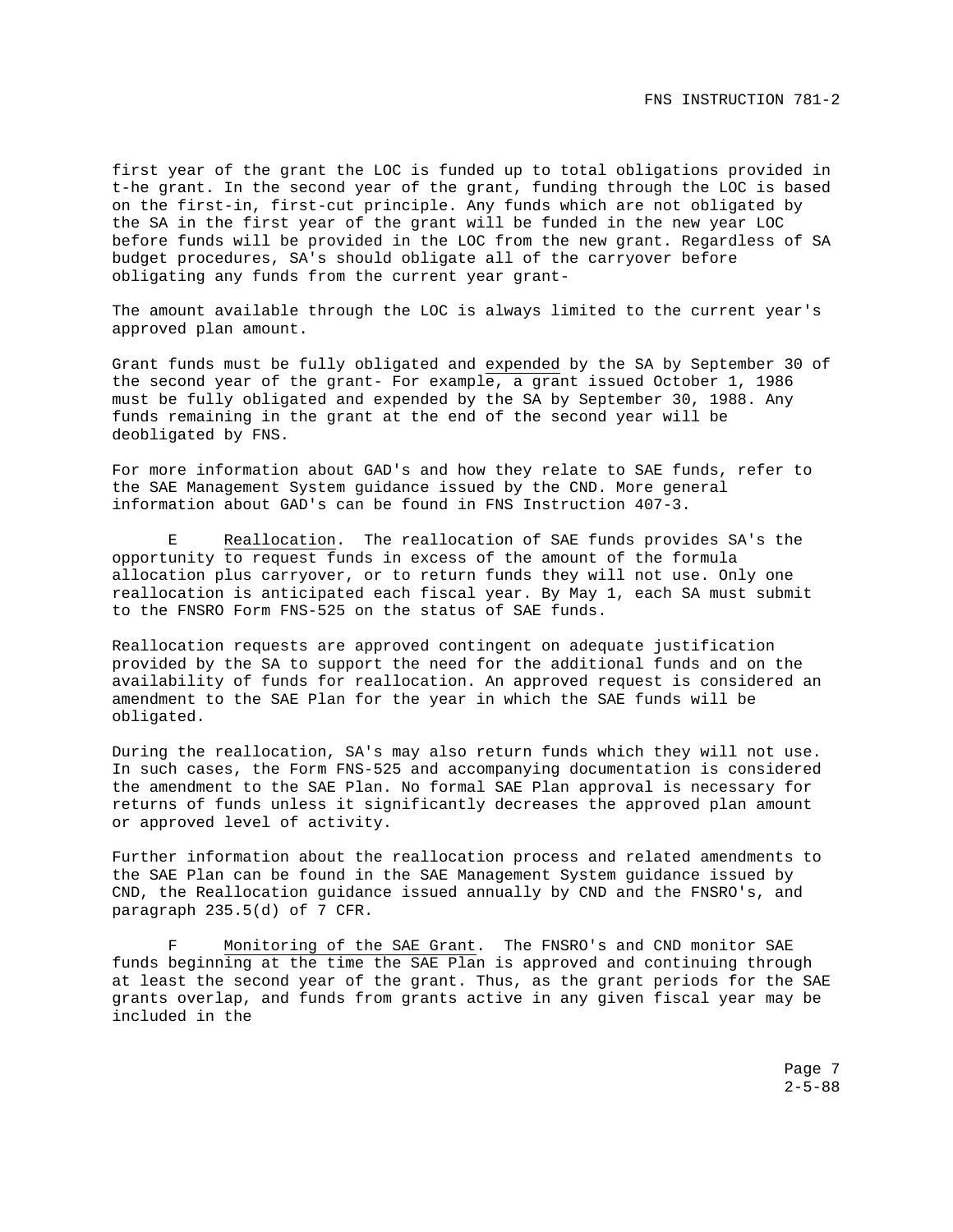first year of the grant the LOC is funded up to total obligations provided in t-he grant. In the second year of the grant, funding through the LOC is based on the first-in, first-cut principle. Any funds which are not obligated by the SA in the first year of the grant will be funded in the new year LOC before funds will be provided in the LOC from the new grant. Regardless of SA budget procedures, SA's should obligate all of the carryover before obligating any funds from the current year grant-

The amount available through the LOC is always limited to the current year's approved plan amount.

Grant funds must be fully obligated and <u>expended</u> by the SA by September 30 of the second year of the grant- For example, a grant issued October 1, 1986 must be fully obligated and expended by the SA by September 30, 1988. Any funds remaining in the grant at the end of the second year will be deobligated by FNS.

For more information about GAD's and how they relate to SAE funds, refer to the SAE Management System guidance issued by the CND. More general information about GAD's can be found in FNS Instruction 407-3.

E <u>Reallocation</u>. The reallocation of SAE funds provides SA's the opportunity to request funds in excess of the amount of the formula allocation plus carryover, or to return funds they will not use. Only one reallocation is anticipated each fiscal year. By May 1, each SA must submit to the FNSRO Form FNS-525 on the status of SAE funds.

Reallocation requests are approved contingent on adequate justification provided by the SA to support the need for the additional funds and on the availability of funds for reallocation. An approved request is considered an amendment to the SAE Plan for the year in which the SAE funds will be obligated.

During the reallocation, SA's may also return funds which they will not use. In such cases, the Form FNS-525 and accompanying documentation is considered the amendment to the SAE Plan. No formal SAE Plan approval is necessary for returns of funds unless it significantly decreases the approved plan amount or approved level of activity.

Further information about the reallocation process and related amendments to the SAE Plan can be found in the SAE Management System guidance issued by CND, the Reallocation guidance issued annually by CND and the FNSRO's, and paragraph 235.5(d) of 7 CFR.

F <u>Monitoring of the SAE Grant</u>. The FNSRO's and CND monitor SAE funds beginning at the time the SAE Plan is approved and continuing through at least the second year of the grant. Thus, as the grant periods for the SAE grants overlap, and funds from grants active in any given fiscal year may be included in the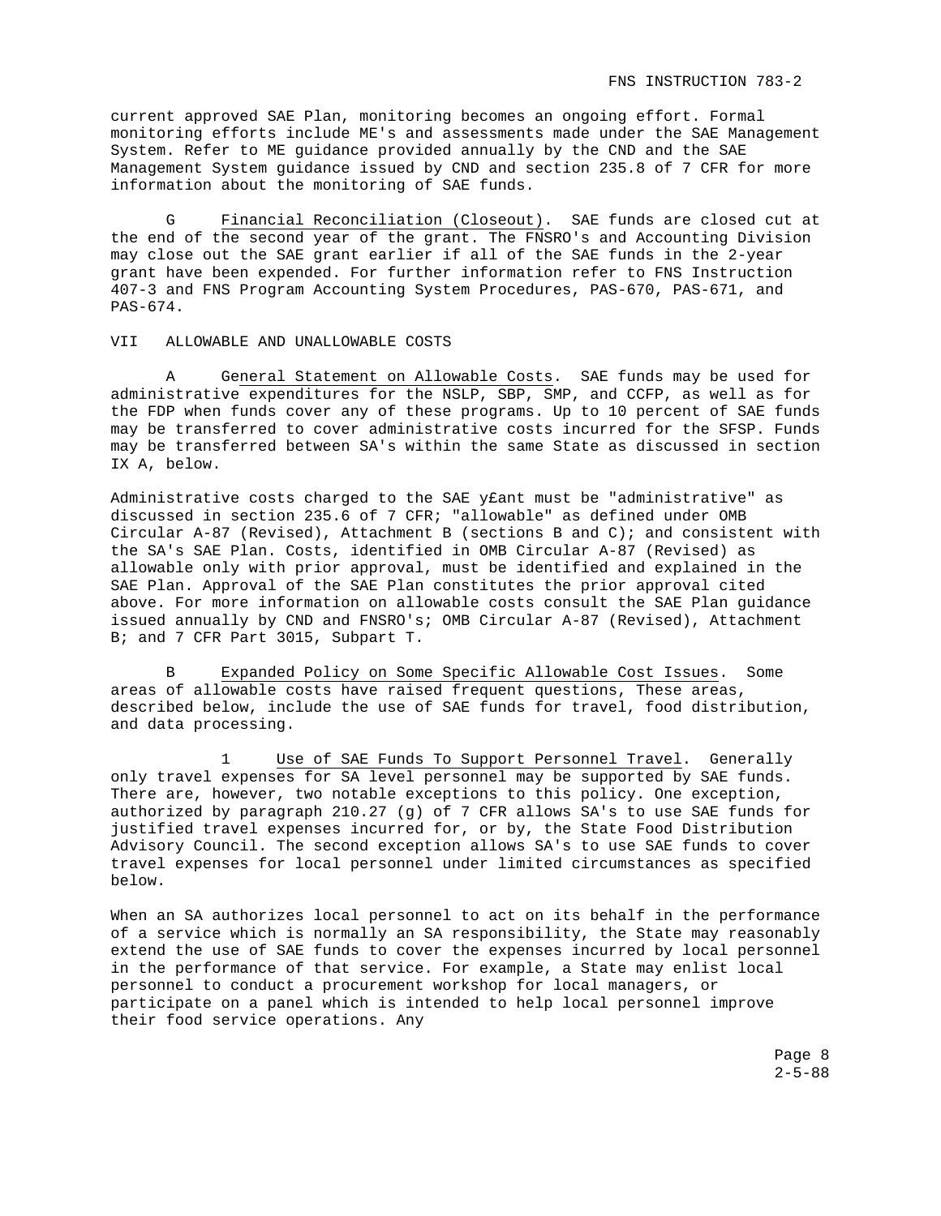current approved SAE Plan, monitoring becomes an ongoing effort. Formal monitoring efforts include ME's and assessments made under the SAE Management System. Refer to ME guidance provided annually by the CND and the SAE Management System guidance issued by CND and section 235.8 of 7 CFR for more information about the monitoring of SAE funds.

G Financial Reconciliation (Closeout). SAE funds are closed cut at the end of the second year of the grant. The FNSRO's and Accounting Division may close out the SAE grant earlier if all of the SAE funds in the 2-year grant have been expended. For further information refer to FNS Instruction 407-3 and FNS Program Accounting System Procedures, PAS-670, PAS-671, and PAS-674.

## VII ALLOWABLE AND UNALLOWABLE COSTS

A General Statement on Allowable Costs. SAE funds may be used for administrative expenditures for the NSLP, SBP, SMP, and CCFP, as well as for the FDP when funds cover any of these programs. Up to 10 percent of SAE funds may be transferred to cover administrative costs incurred for the SFSP. Funds may be transferred between SA's within the same State as discussed in section IX A, below.

Administrative costs charged to the SAE y£ant must be "administrative" as discussed in section 235.6 of 7 CFR; "allowable" as defined under OMB Circular A-87 (Revised), Attachment B (sections B and C); and consistent with the SA's SAE Plan. Costs, identified in OMB Circular A-87 (Revised) as allowable only with prior approval, must be identified and explained in the SAE Plan. Approval of the SAE Plan constitutes the prior approval cited above. For more information on allowable costs consult the SAE Plan guidance issued annually by CND and FNSRO's; OMB Circular A-87 (Revised), Attachment B; and 7 CFR Part 3015, Subpart T.

B Expanded Policy on Some Specific Allowable Cost Issues. Some areas of allowable costs have raised frequent questions, These areas, described below, include the use of SAE funds for travel, food distribution, and data processing.

1 Use of SAE Funds To Support Personnel Travel. Generally only travel expenses for SA level personnel may be supported by SAE funds. There are, however, two notable exceptions to this policy. One exception, authorized by paragraph 210.27 (g) of 7 CFR allows SA's to use SAE funds for justified travel expenses incurred for, or by, the State Food Distribution Advisory Council. The second exception allows SA's to use SAE funds to cover travel expenses for local personnel under limited circumstances as specified below.

When an SA authorizes local personnel to act on its behalf in the performance of a service which is normally an SA responsibility, the State may reasonably extend the use of SAE funds to cover the expenses incurred by local personnel in the performance of that service. For example, a State may enlist local personnel to conduct a procurement workshop for local managers, or participate on a panel which is intended to help local personnel improve their food service operations. Any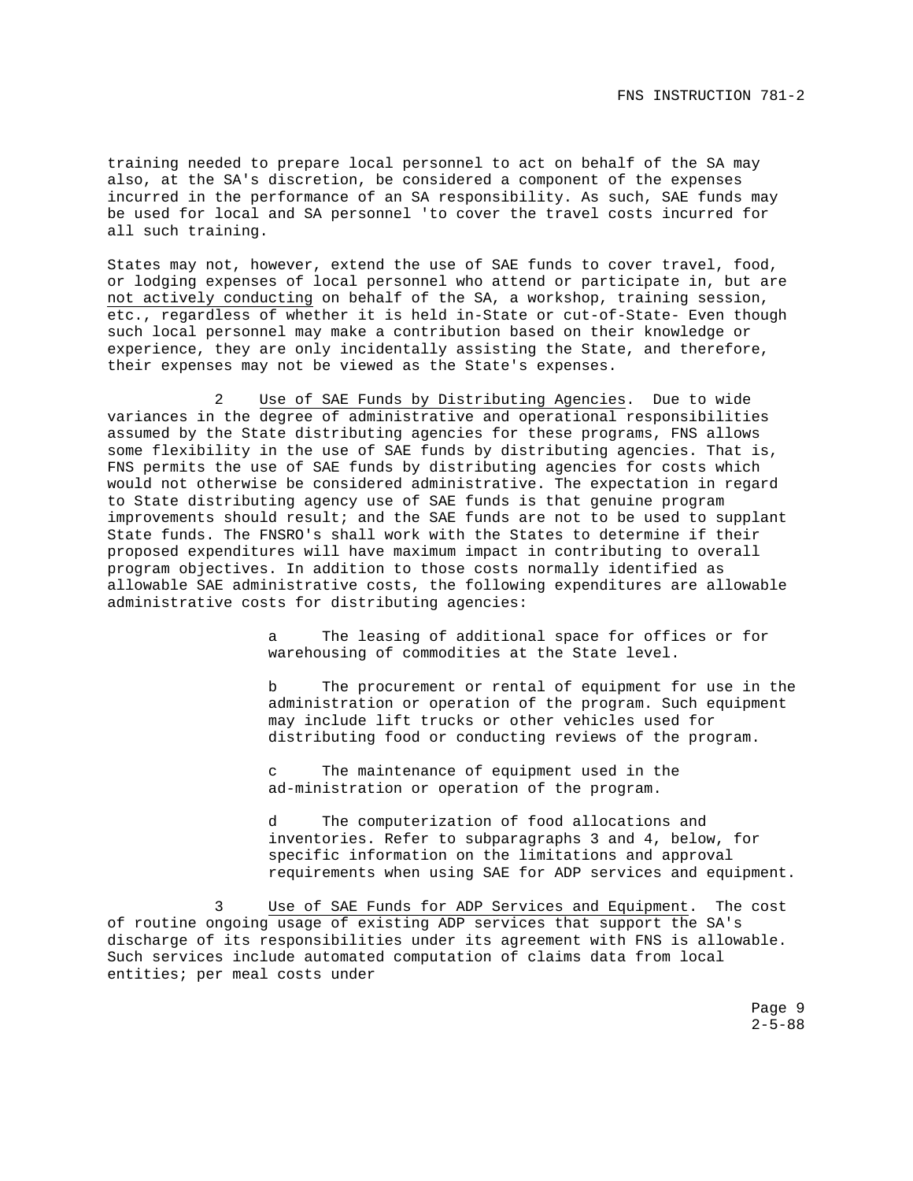training needed to prepare local personnel to act on behalf of the SA may also, at the SA's discretion, be considered a component of the expenses incurred in the performance of an SA responsibility. As such, SAE funds may be used for local and SA personnel 'to cover the travel costs incurred for all such training.

States may not, however, extend the use of SAE funds to cover travel, food, or lodging expenses of local personnel who attend or participate in, but are <u>not actively conducting</u> on behalf of the SA, a workshop, training session, etc., regardless of whether it is held in-State or cut-of-State- Even though such local personnel may make a contribution based on their knowledge or experience, they are only incidentally assisting the State, and therefore, their expenses may not be viewed as the State's expenses.

2 <u>Use of SAE Funds by Distributing Agencies</u>. Due to wide variances in the degree of administrative and operational responsibilities assumed by the State distributing agencies for these programs, FNS allows some flexibility in the use of SAE funds by distributing agencies. That is, FNS permits the use of SAE funds by distributing agencies for costs which would not otherwise be considered administrative. The expectation in regard to State distributing agency use of SAE funds is that genuine program improvements should result; and the SAE funds are not to be used to supplant State funds. The FNSRO's shall work with the States to determine if their proposed expenditures will have maximum impact in contributing to overall program objectives. In addition to those costs normally identified as allowable SAE administrative costs, the following expenditures are allowable administrative costs for distributing agencies:

a The leasing of additional space for offices or for warehousing of commodities at the State level.

b The procurement or rental of equipment for use in the administration or operation of the program. Such equipment may include lift trucks or other vehicles used for distributing food or conducting reviews of the program.

c The maintenance of equipment used in the ad-ministration or operation of the program.

d The computerization of food allocations and inventories. Refer to subparagraphs 3 and 4, below, for specific information on the limitations and approval requirements when using SAE for ADP services and equipment.

3 <u>Use of SAE Funds for ADP Services and Equipment</u>. The cost of routine ongoing usage of existing ADP services that support the SA's discharge of its responsibilities under its agreement with FNS is allowable. Such services include automated computation of claims data from local entities; per meal costs under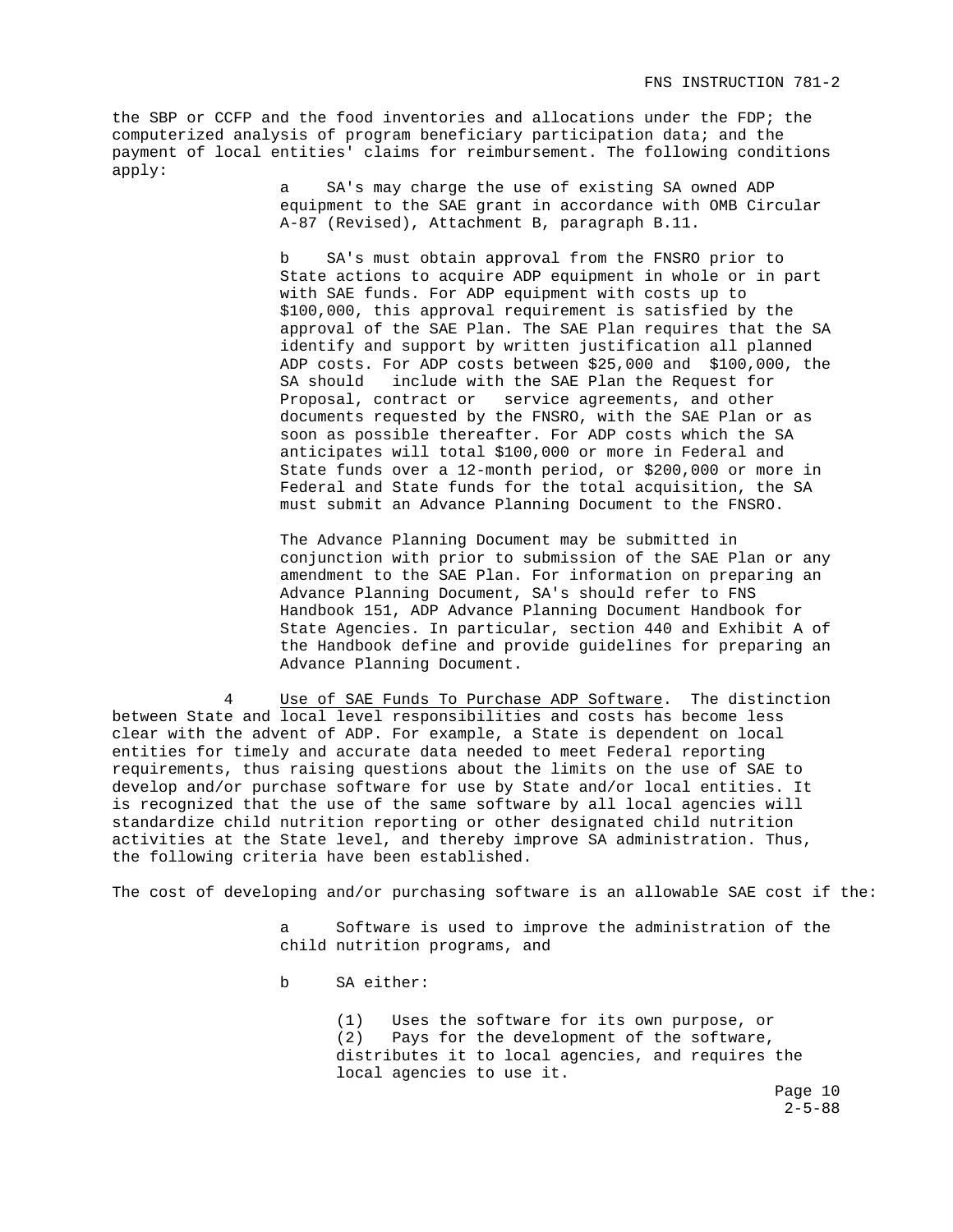the SBP or CCFP and the food inventories and allocations under the FDP; the computerized analysis of program beneficiary participation data; and the payment of local entities' claims for reimbursement. The following conditions apply:

a SA's may charge the use of existing SA owned ADP equipment to the SAE grant in accordance with OMB Circular A-87 (Revised), Attachment B, paragraph B.11.

b SA's must obtain approval from the FNSRO prior to State actions to acquire ADP equipment in whole or in part with SAE funds. For ADP equipment with costs up to $100,000, this approval requirement is satisfied by the approval of the SAE Plan. The SAE Plan requires that the SA identify and support by written justification all planned ADP costs. For ADP costs between $25,000 and $100,000, the SA should include with the SAE Plan the Request for Proposal, contract or service agreements, and other documents requested by the FNSRO, with the SAE Plan or as soon as possible thereafter. For ADP costs which the SA anticipates will total $100,000 or more in Federal and State funds over a 12-month period, or $200,000 or more in Federal and State funds for the total acquisition, the SA must submit an Advance Planning Document to the FNSRO.

The Advance Planning Document may be submitted in conjunction with prior to submission of the SAE Plan or any amendment to the SAE Plan. For information on preparing an Advance Planning Document, SA's should refer to FNS Handbook 151, ADP Advance Planning Document Handbook for State Agencies. In particular, section 440 and Exhibit A of the Handbook define and provide guidelines for preparing an Advance Planning Document.

4 Use of SAE Funds To Purchase ADP Software. The distinction between State and local level responsibilities and costs has become less clear with the advent of ADP. For example, a State is dependent on local entities for timely and accurate data needed to meet Federal reporting requirements, thus raising questions about the limits on the use of SAE to develop and/or purchase software for use by State and/or local entities. It is recognized that the use of the same software by all local agencies will standardize child nutrition reporting or other designated child nutrition activities at the State level, and thereby improve SA administration. Thus, the following criteria have been established.

The cost of developing and/or purchasing software is an allowable SAE cost if the:

a Software is used to improve the administration of the child nutrition programs, and

b SA either:

(1) Uses the software for its own purpose, or
(2) Pays for the development of the software, distributes it to local agencies, and requires the local agencies to use it.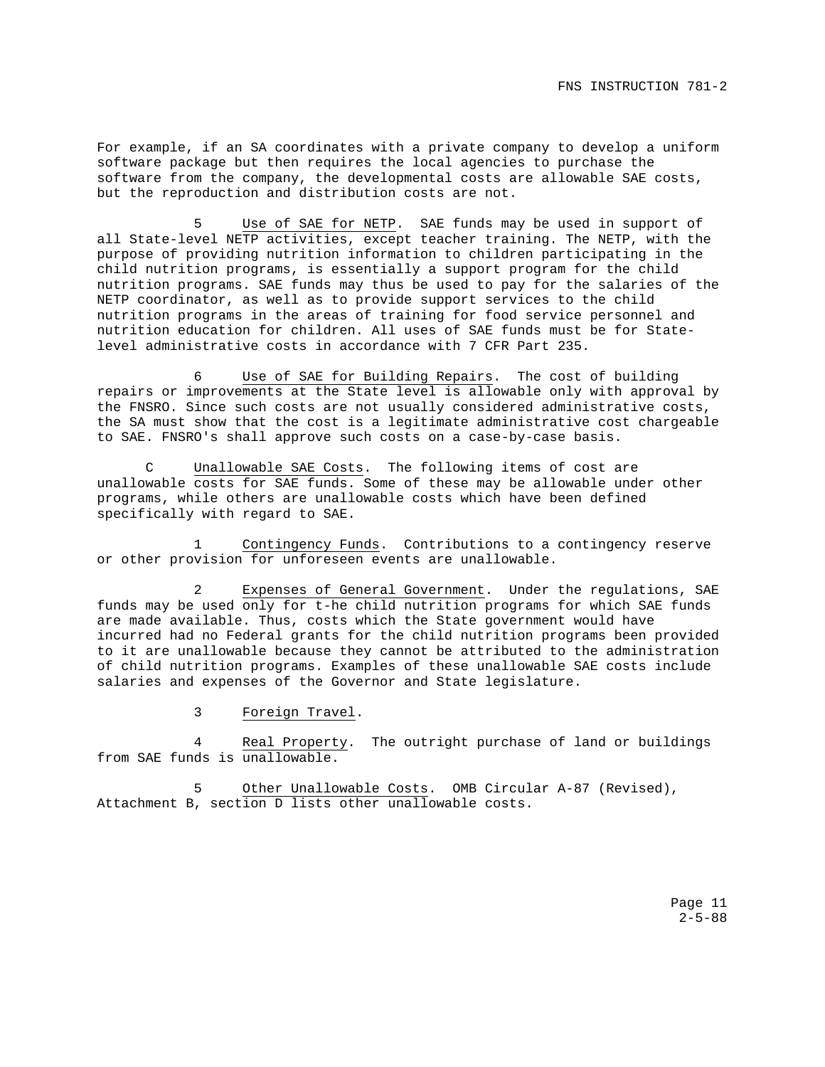For example, if an SA coordinates with a private company to develop a uniform software package but then requires the local agencies to purchase the software from the company, the developmental costs are allowable SAE costs, but the reproduction and distribution costs are not.

5 Use of SAE for NETP. SAE funds may be used in support of all State-level NETP activities, except teacher training. The NETP, with the purpose of providing nutrition information to children participating in the child nutrition programs, is essentially a support program for the child nutrition programs. SAE funds may thus be used to pay for the salaries of the NETP coordinator, as well as to provide support services to the child nutrition programs in the areas of training for food service personnel and nutrition education for children. All uses of SAE funds must be for State-level administrative costs in accordance with 7 CFR Part 235.

6 Use of SAE for Building Repairs. The cost of building repairs or improvements at the State level is allowable only with approval by the FNSRO. Since such costs are not usually considered administrative costs, the SA must show that the cost is a legitimate administrative cost chargeable to SAE. FNSRO's shall approve such costs on a case-by-case basis.

C Unallowable SAE Costs. The following items of cost are unallowable costs for SAE funds. Some of these may be allowable under other programs, while others are unallowable costs which have been defined specifically with regard to SAE.

1 Contingency Funds. Contributions to a contingency reserve or other provision for unforeseen events are unallowable.

2 Expenses of General Government. Under the regulations, SAE funds may be used only for t-he child nutrition programs for which SAE funds are made available. Thus, costs which the State government would have incurred had no Federal grants for the child nutrition programs been provided to it are unallowable because they cannot be attributed to the administration of child nutrition programs. Examples of these unallowable SAE costs include salaries and expenses of the Governor and State legislature.

3 Foreign Travel.

4 Real Property. The outright purchase of land or buildings from SAE funds is unallowable.

5 Other Unallowable Costs. OMB Circular A-87 (Revised), Attachment B, section D lists other unallowable costs.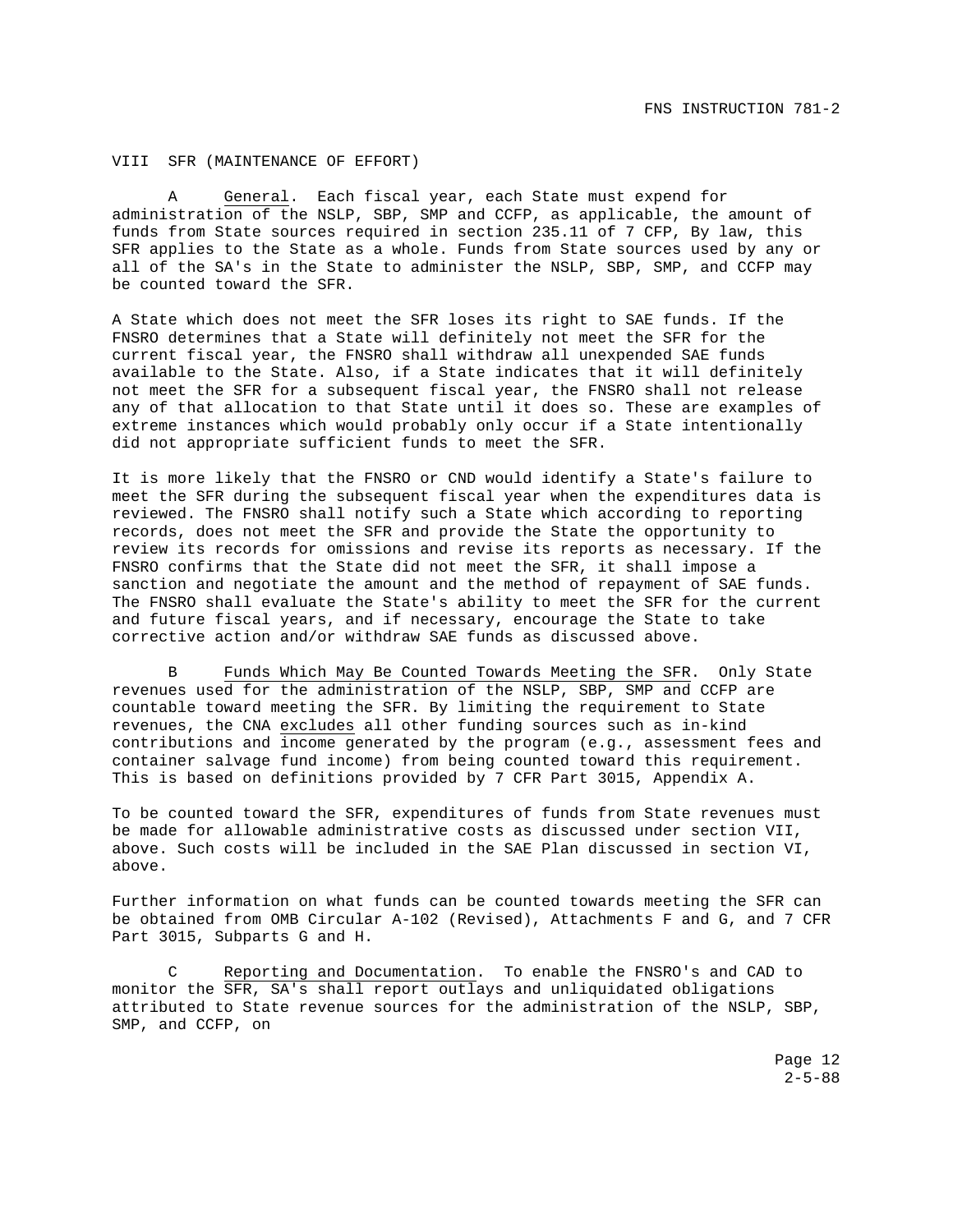## VIII SFR (MAINTENANCE OF EFFORT)

A <u>General</u>. Each fiscal year, each State must expend for administration of the NSLP, SBP, SMP and CCFP, as applicable, the amount of funds from State sources required in section 235.11 of 7 CFP, By law, this SFR applies to the State as a whole. Funds from State sources used by any or all of the SA's in the State to administer the NSLP, SBP, SMP, and CCFP may be counted toward the SFR.

A State which does not meet the SFR loses its right to SAE funds. If the FNSRO determines that a State will definitely not meet the SFR for the current fiscal year, the FNSRO shall withdraw all unexpended SAE funds available to the State. Also, if a State indicates that it will definitely not meet the SFR for a subsequent fiscal year, the FNSRO shall not release any of that allocation to that State until it does so. These are examples of extreme instances which would probably only occur if a State intentionally did not appropriate sufficient funds to meet the SFR.

It is more likely that the FNSRO or CND would identify a State's failure to meet the SFR during the subsequent fiscal year when the expenditures data is reviewed. The FNSRO shall notify such a State which according to reporting records, does not meet the SFR and provide the State the opportunity to review its records for omissions and revise its reports as necessary. If the FNSRO confirms that the State did not meet the SFR, it shall impose a sanction and negotiate the amount and the method of repayment of SAE funds. The FNSRO shall evaluate the State's ability to meet the SFR for the current and future fiscal years, and if necessary, encourage the State to take corrective action and/or withdraw SAE funds as discussed above.

B <u>Funds Which May Be Counted Towards Meeting the SFR</u>. Only State revenues used for the administration of the NSLP, SBP, SMP and CCFP are countable toward meeting the SFR. By limiting the requirement to State revenues, the CNA <u>excludes</u> all other funding sources such as in-kind contributions and income generated by the program (e.g., assessment fees and container salvage fund income) from being counted toward this requirement. This is based on definitions provided by 7 CFR Part 3015, Appendix A.

To be counted toward the SFR, expenditures of funds from State revenues must be made for allowable administrative costs as discussed under section VII, above. Such costs will be included in the SAE Plan discussed in section VI, above.

Further information on what funds can be counted towards meeting the SFR can be obtained from OMB Circular A-102 (Revised), Attachments F and G, and 7 CFR Part 3015, Subparts G and H.

C <u>Reporting and Documentation</u>. To enable the FNSRO's and CAD to monitor the SFR, SA's shall report outlays and unliquidated obligations attributed to State revenue sources for the administration of the NSLP, SBP, SMP, and CCFP, on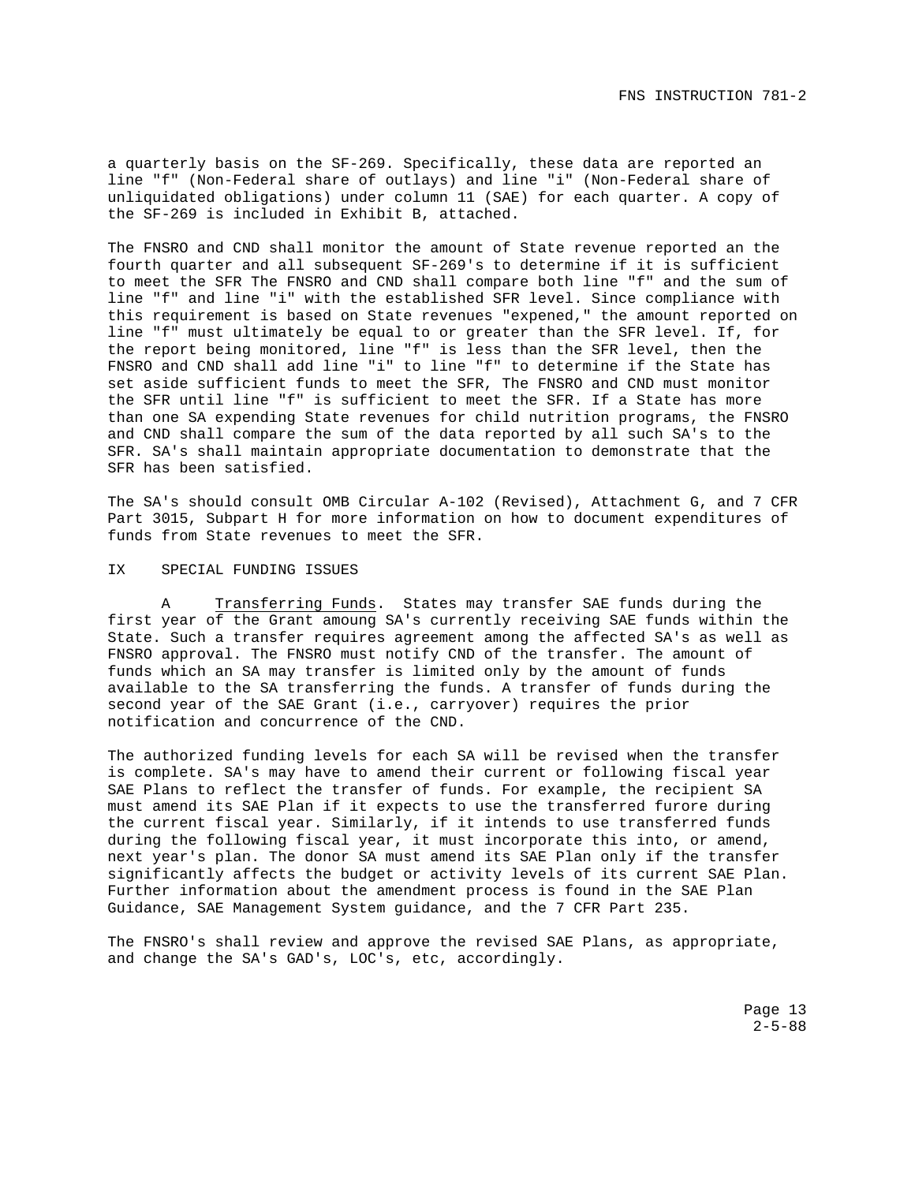a quarterly basis on the SF-269. Specifically, these data are reported an line "f" (Non-Federal share of outlays) and line "i" (Non-Federal share of unliquidated obligations) under column 11 (SAE) for each quarter. A copy of the SF-269 is included in Exhibit B, attached.

The FNSRO and CND shall monitor the amount of State revenue reported an the fourth quarter and all subsequent SF-269's to determine if it is sufficient to meet the SFR The FNSRO and CND shall compare both line "f" and the sum of line "f" and line "i" with the established SFR level. Since compliance with this requirement is based on State revenues "expened," the amount reported on line "f" must ultimately be equal to or greater than the SFR level. If, for the report being monitored, line "f" is less than the SFR level, then the FNSRO and CND shall add line "i" to line "f" to determine if the State has set aside sufficient funds to meet the SFR, The FNSRO and CND must monitor the SFR until line "f" is sufficient to meet the SFR. If a State has more than one SA expending State revenues for child nutrition programs, the FNSRO and CND shall compare the sum of the data reported by all such SA's to the SFR. SA's shall maintain appropriate documentation to demonstrate that the SFR has been satisfied.

The SA's should consult OMB Circular A-102 (Revised), Attachment G, and 7 CFR Part 3015, Subpart H for more information on how to document expenditures of funds from State revenues to meet the SFR.

## IX SPECIAL FUNDING ISSUES

A <u>Transferring Funds</u>. States may transfer SAE funds during the first year of the Grant amoung SA's currently receiving SAE funds within the State. Such a transfer requires agreement among the affected SA's as well as FNSRO approval. The FNSRO must notify CND of the transfer. The amount of funds which an SA may transfer is limited only by the amount of funds available to the SA transferring the funds. A transfer of funds during the second year of the SAE Grant (i.e., carryover) requires the prior notification and concurrence of the CND.

The authorized funding levels for each SA will be revised when the transfer is complete. SA's may have to amend their current or following fiscal year SAE Plans to reflect the transfer of funds. For example, the recipient SA must amend its SAE Plan if it expects to use the transferred furore during the current fiscal year. Similarly, if it intends to use transferred funds during the following fiscal year, it must incorporate this into, or amend, next year's plan. The donor SA must amend its SAE Plan only if the transfer significantly affects the budget or activity levels of its current SAE Plan. Further information about the amendment process is found in the SAE Plan Guidance, SAE Management System guidance, and the 7 CFR Part 235.

The FNSRO's shall review and approve the revised SAE Plans, as appropriate, and change the SA's GAD's, LOC's, etc, accordingly.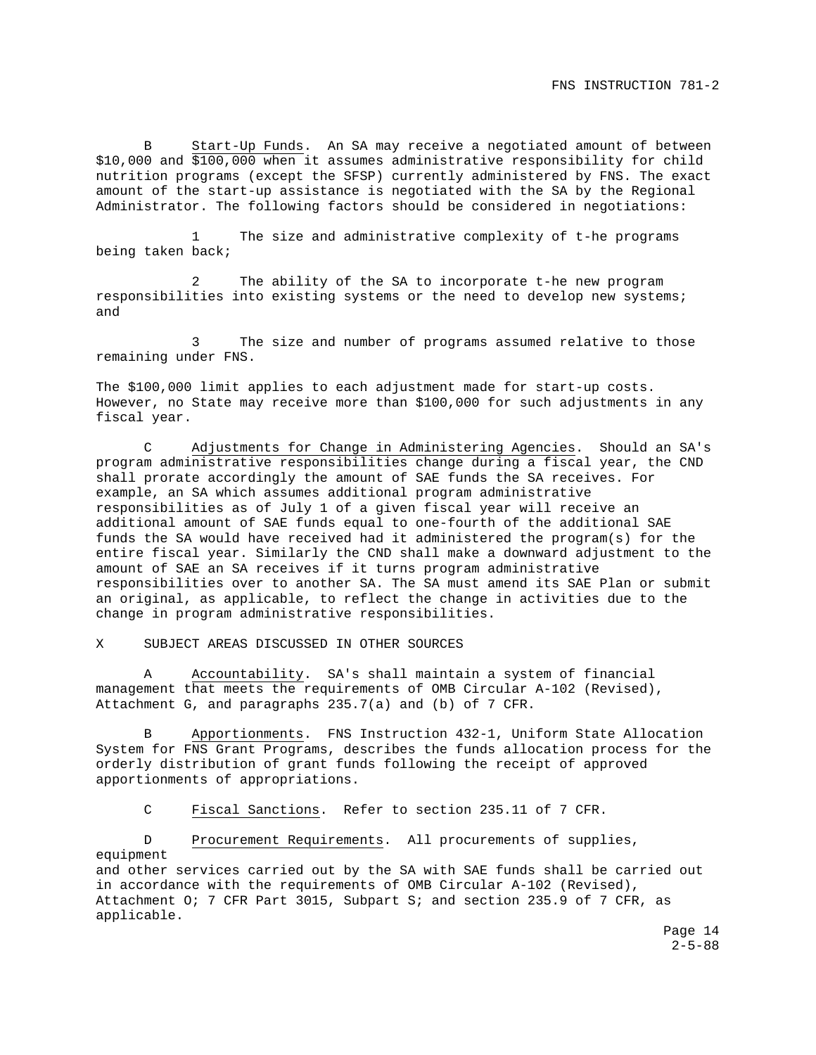B  Start-Up Funds. An SA may receive a negotiated amount of between $10,000 and $100,000 when it assumes administrative responsibility for child nutrition programs (except the SFSP) currently administered by FNS. The exact amount of the start-up assistance is negotiated with the SA by the Regional Administrator. The following factors should be considered in negotiations:

1  The size and administrative complexity of t-he programs being taken back;

2  The ability of the SA to incorporate t-he new program responsibilities into existing systems or the need to develop new systems; and

3  The size and number of programs assumed relative to those remaining under FNS.

The $100,000 limit applies to each adjustment made for start-up costs. However, no State may receive more than $100,000 for such adjustments in any fiscal year.

C  Adjustments for Change in Administering Agencies. Should an SA's program administrative responsibilities change during a fiscal year, the CND shall prorate accordingly the amount of SAE funds the SA receives. For example, an SA which assumes additional program administrative responsibilities as of July 1 of a given fiscal year will receive an additional amount of SAE funds equal to one-fourth of the additional SAE funds the SA would have received had it administered the program(s) for the entire fiscal year. Similarly the CND shall make a downward adjustment to the amount of SAE an SA receives if it turns program administrative responsibilities over to another SA. The SA must amend its SAE Plan or submit an original, as applicable, to reflect the change in activities due to the change in program administrative responsibilities.

## X  SUBJECT AREAS DISCUSSED IN OTHER SOURCES

A  Accountability. SA's shall maintain a system of financial management that meets the requirements of OMB Circular A-102 (Revised), Attachment G, and paragraphs 235.7(a) and (b) of 7 CFR.

B  Apportionments. FNS Instruction 432-1, Uniform State Allocation System for FNS Grant Programs, describes the funds allocation process for the orderly distribution of grant funds following the receipt of approved apportionments of appropriations.

C  Fiscal Sanctions. Refer to section 235.11 of 7 CFR.

D  Procurement Requirements. All procurements of supplies, equipment and other services carried out by the SA with SAE funds shall be carried out in accordance with the requirements of OMB Circular A-102 (Revised), Attachment O; 7 CFR Part 3015, Subpart S; and section 235.9 of 7 CFR, as applicable.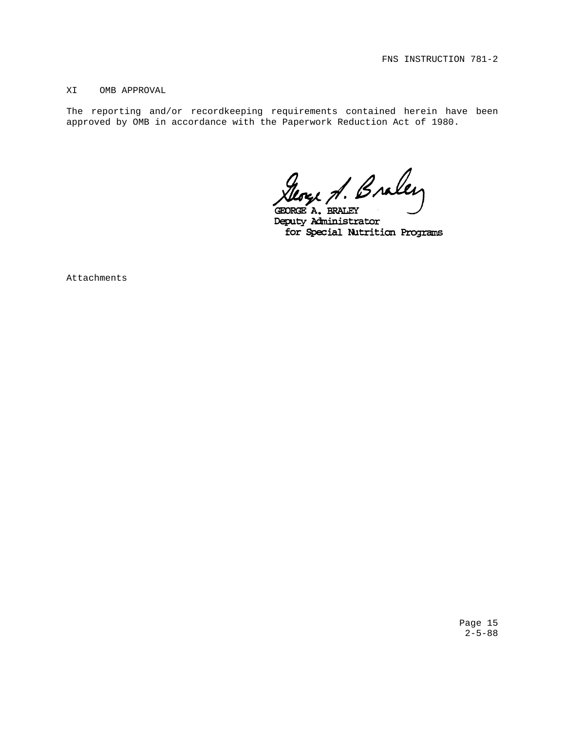## XI OMB APPROVAL

The reporting and/or recordkeeping requirements contained herein have been approved by OMB in accordance with the Paperwork Reduction Act of 1980.

George A. Braley

GEORGE A. BRALEY
Deputy Administrator
for Special Nutrition Programs

Attachments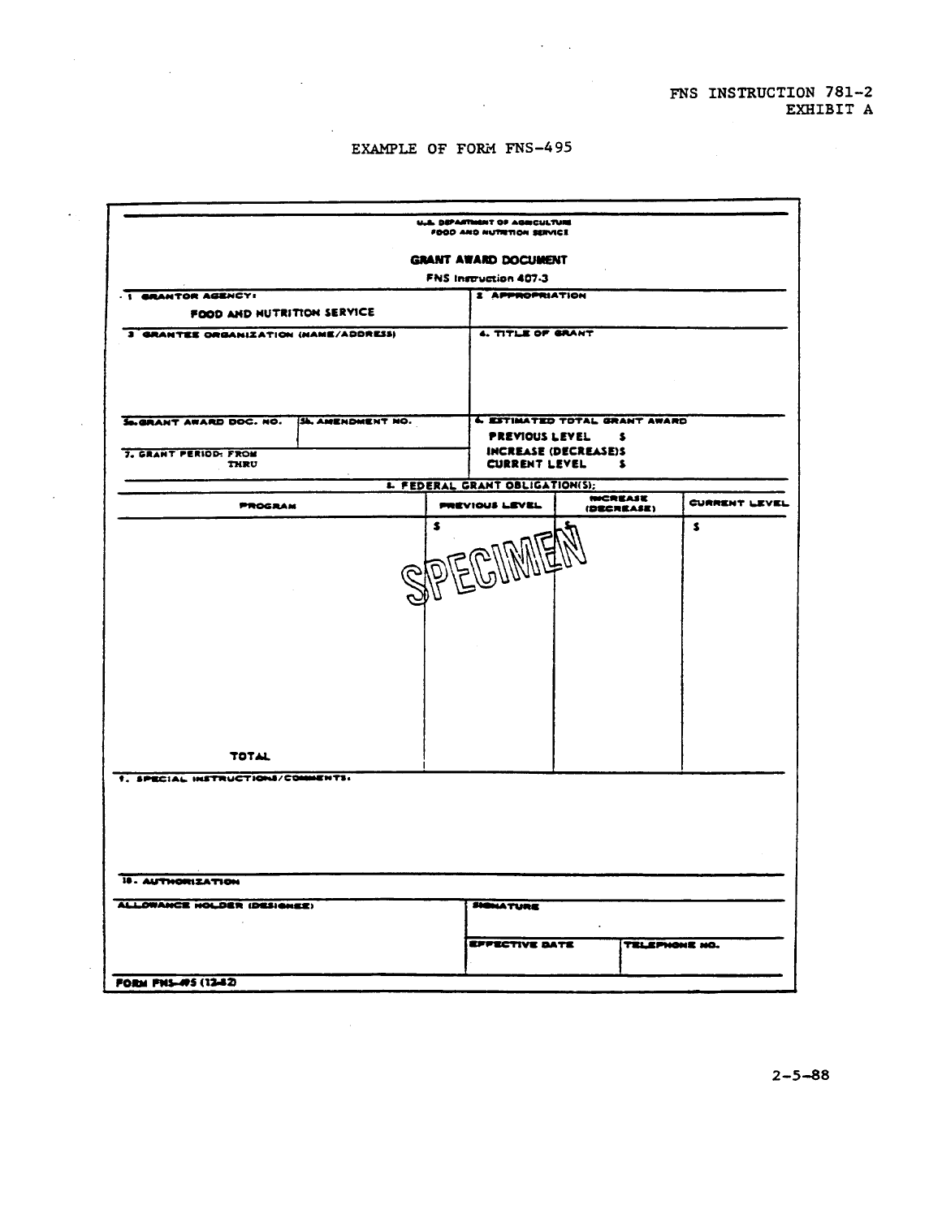FNS INSTRUCTION 781-2
EXHIBIT A

# EXAMPLE OF FORM FNS-495

U.S. DEPARTMENT OF AGRICULTURE
FOOD AND NUTRITION SERVICE

## GRANT AWARD DOCUMENT

FNS Instruction 407-3

| 1. GRANTOR AGENCY: FOOD AND NUTRITION SERVICE | | 2. APPROPRIATION |
|---|---|---|
| 3. GRANTEE ORGANIZATION (NAME/ADDRESS) | | 4. TITLE OF GRANT |
| 5a. GRANT AWARD DOC. NO. | 5b. AMENDMENT NO. | 6. ESTIMATED TOTAL GRANT AWARD<br>PREVIOUS LEVEL $<br>INCREASE (DECREASE) $<br>CURRENT LEVEL $ |
| 7. GRANT PERIOD: FROM<br>THRU | | |

**8. FEDERAL GRANT OBLIGATION(S):**

| PROGRAM | PREVIOUS LEVEL | INCREASE (DECREASE) | CURRENT LEVEL |
|---|---|---|---|
| | $ | $ | $ |
| TOTAL | | | |

SPECIMEN

9. SPECIAL INSTRUCTIONS/COMMENTS:

10. AUTHORIZATION

| ALLOWANCE HOLDER (DESIGNEE) | SIGNATURE | |
|---|---|---|
| | EFFECTIVE DATE | TELEPHONE NO. |

FORM FNS-495 (12-82)

2-5-88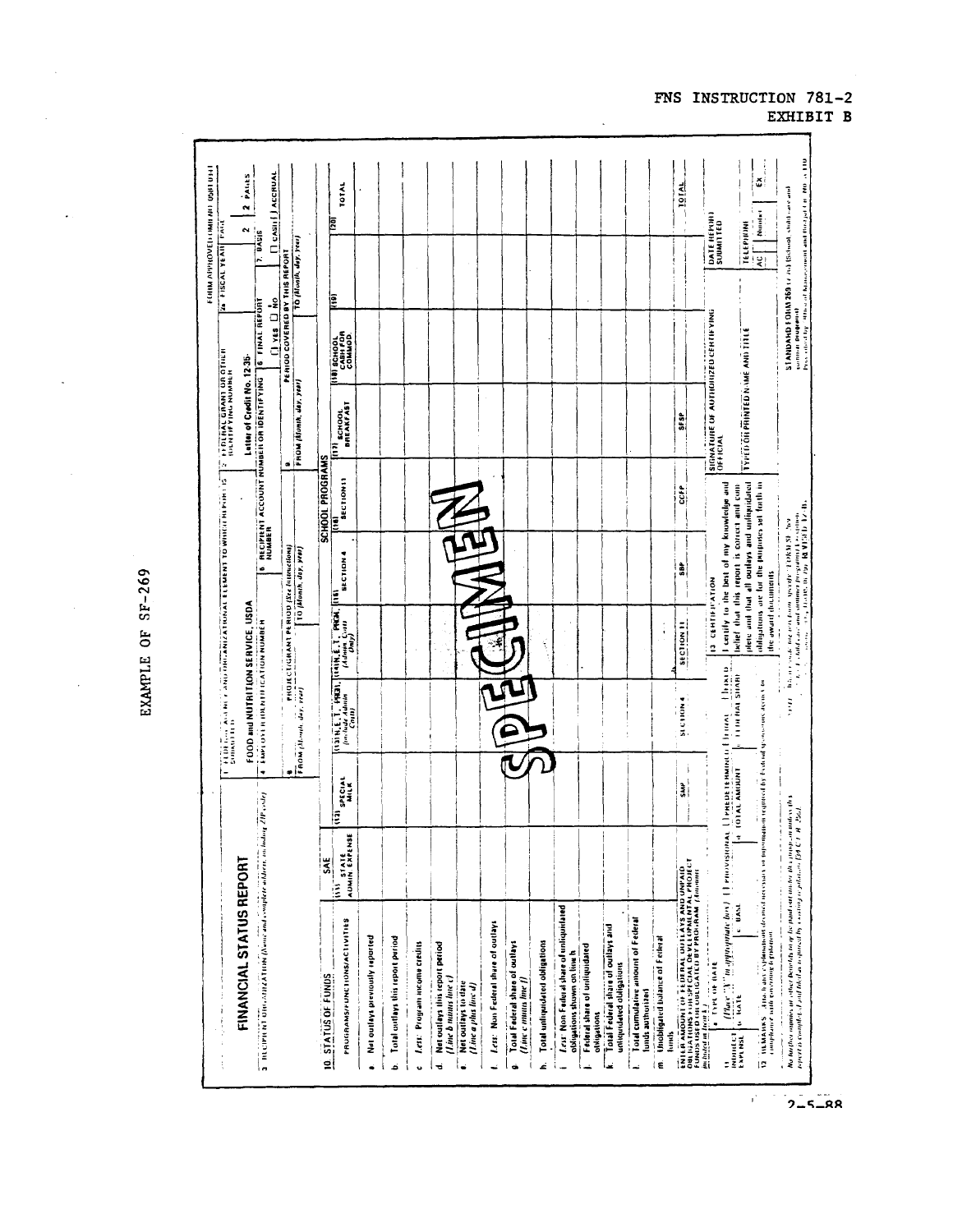FNS INSTRUCTION 781-2
EXHIBIT B

EXAMPLE OF SF-269

# FINANCIAL STATUS REPORT

FORM APPROVED OMB NO. 0348-0039

| | |
|---|---|
| 1. FEDERAL AGENCY AND ORGANIZATIONAL ELEMENT TO WHICH REPORT IS SUBMITTED: FOOD and NUTRITION SERVICE, USDA | 2. FEDERAL GRANT OR OTHER IDENTIFYING NUMBER: Letter of Credit No. 12-35- |
| 2a. FISCAL YEAR | PAGE 2 PAGES |
| 3. RECIPIENT ORGANIZATION (Name and complete address, including ZIP code) | |
| 4. EMPLOYER IDENTIFICATION NUMBER | 5. RECIPIENT ACCOUNT NUMBER OR IDENTIFYING NUMBER |
| 6. FINAL REPORT ☐ YES ☐ NO | 7. BASIS ☐ CASH ☐ ACCRUAL |
| 8. PROJECT/GRANT PERIOD (See instructions) FROM (Month, day, year) TO (Month, day, year) | 9. PERIOD COVERED BY THIS REPORT FROM (Month, day, year) TO (Month, day, year) |

| 10. STATUS OF FUNDS | SAE | | | | SCHOOL PROGRAMS | | | | | |
|---|---|---|---|---|---|---|---|---|---|---|
| PROGRAMS/FUNCTIONS/ACTIVITIES | (11) STATE ADMIN EXPENSE | (12) SPECIAL MILK | (13) N.E.T. PRGM. (include Admin Costs) | (14) N.E.T. PRGM. (Admin Costs Only) | (15) SECTION 4 | (16) SECTION 11 | (17) SCHOOL BREAKFAST | (18) SCHOOL CASH FOR COMMOD. | (19) | (20) TOTAL |
| a. Net outlays previously reported | | | | | | | | | | |
| b. Total outlays this report period | | | | | | | | | | |
| c. Less: Program income credits | | | | | | | | | | |
| d. Net outlays this report period (Line b minus line c) | | | | | | | | | | |
| e. Net outlays to date (Line a plus line d) | | | | | | | | | | |
| f. Less: Non Federal share of outlays | | | | | | | | | | |
| g. Total Federal share of outlays (Line e minus line f) | | | | | | | | | | |
| h. Total unliquidated obligations | | | | | | | | | | |
| i. Less: Non Federal share of unliquidated obligations shown on line h | | | | | | | | | | |
| j. Federal share of unliquidated obligations | | | | | | | | | | |
| k. Total Federal share of outlays and unliquidated obligations | | | | | | | | | | |
| l. Total cumulative amount of Federal funds authorized | | | | | | | | | | |
| m. Unobligated balance of Federal funds | | | | | | | | | | |
| ENTER AMOUNT OF FEDERAL OUTLAYS AND UNPAID OBLIGATIONS FOR SPECIAL DEVELOPMENTAL PROJECT FUNDS USED OR OBLIGATED BY PROGRAM (Amount included in item k) | | SMP | SECTION 4 | SECTION 11 | SBP | CCFP | SFSP | | | TOTAL |

SPECIMEN

11. INDIRECT EXPENSE: a. TYPE OF RATE (Place "X" in appropriate box) ☐ PROVISIONAL ☐ PREDETERMINED ☐ FINAL ☐ FIXED; b. RATE; c. BASE; d. TOTAL AMOUNT; e. FEDERAL SHARE

12. REMARKS: Attach any explanations deemed necessary or information required by Federal sponsoring agency in compliance with governing legislation.

13. CERTIFICATION: I certify to the best of my knowledge and belief that this report is correct and complete and that all outlays and unliquidated obligations are for the purposes set forth in the award documents.

SIGNATURE OF AUTHORIZED CERTIFYING OFFICIAL | DATE REPORT SUBMITTED

TYPED OR PRINTED NAME AND TITLE | TELEPHONE (AC) (Number) (EX)

No further monies or other benefits may be paid out under this program unless this report is completed and filed as required by existing regulations (34 CFR 250).

NOTE: Block... Programs... specify... (SFSP)... REVISED 17 B.

STANDARD FORM 269 (7-76) (School, child care and summer programs) Prescribed by Office of Management and Budget

2-5-88